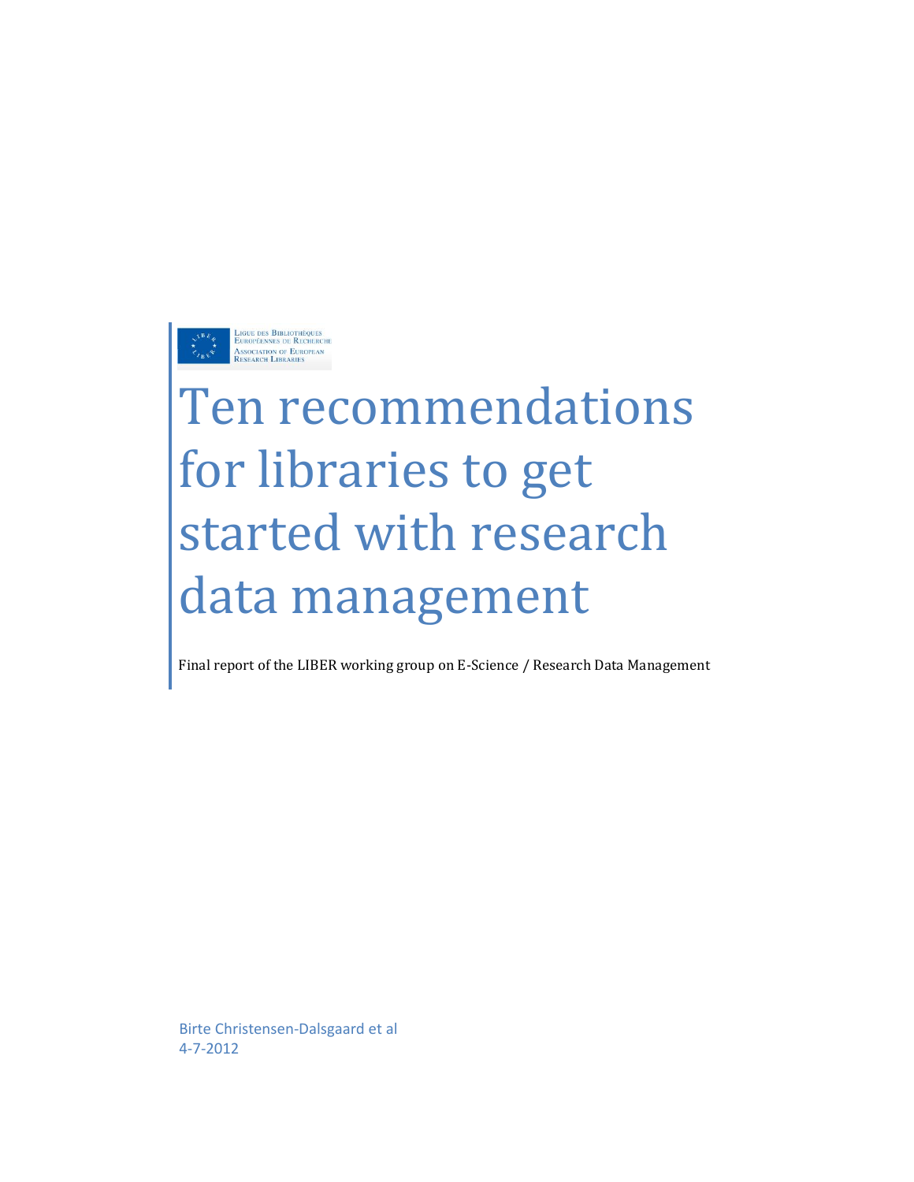Ligue des Bibliothèques Européennes de Recherche
Association of European Research Libraries

# Ten recommendations for libraries to get started with research data management

Final report of the LIBER working group on E-Science / Research Data Management

Birte Christensen-Dalsgaard et al
4-7-2012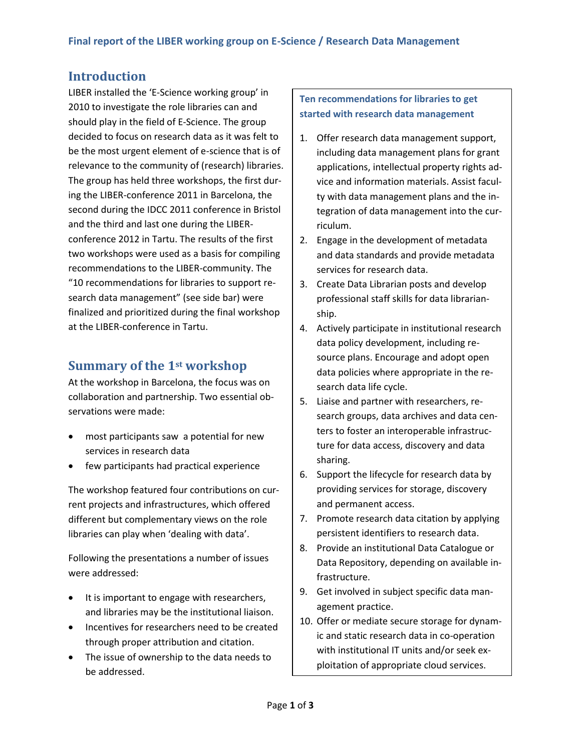# Final report of the LIBER working group on E-Science / Research Data Management

## Introduction

LIBER installed the 'E-Science working group' in 2010 to investigate the role libraries can and should play in the field of E-Science. The group decided to focus on research data as it was felt to be the most urgent element of e-science that is of relevance to the community of (research) libraries. The group has held three workshops, the first during the LIBER-conference 2011 in Barcelona, the second during the IDCC 2011 conference in Bristol and the third and last one during the LIBER-conference 2012 in Tartu. The results of the first two workshops were used as a basis for compiling recommendations to the LIBER-community. The "10 recommendations for libraries to support research data management" (see side bar) were finalized and prioritized during the final workshop at the LIBER-conference in Tartu.

## Summary of the 1st workshop

At the workshop in Barcelona, the focus was on collaboration and partnership. Two essential observations were made:

- most participants saw a potential for new services in research data
- few participants had practical experience

The workshop featured four contributions on current projects and infrastructures, which offered different but complementary views on the role libraries can play when 'dealing with data'.

Following the presentations a number of issues were addressed:

- It is important to engage with researchers, and libraries may be the institutional liaison.
- Incentives for researchers need to be created through proper attribution and citation.
- The issue of ownership to the data needs to be addressed.

**Ten recommendations for libraries to get started with research data management**

1. Offer research data management support, including data management plans for grant applications, intellectual property rights advice and information materials. Assist faculty with data management plans and the integration of data management into the curriculum.
2. Engage in the development of metadata and data standards and provide metadata services for research data.
3. Create Data Librarian posts and develop professional staff skills for data librarianship.
4. Actively participate in institutional research data policy development, including resource plans. Encourage and adopt open data policies where appropriate in the research data life cycle.
5. Liaise and partner with researchers, research groups, data archives and data centers to foster an interoperable infrastructure for data access, discovery and data sharing.
6. Support the lifecycle for research data by providing services for storage, discovery and permanent access.
7. Promote research data citation by applying persistent identifiers to research data.
8. Provide an institutional Data Catalogue or Data Repository, depending on available infrastructure.
9. Get involved in subject specific data management practice.
10. Offer or mediate secure storage for dynamic and static research data in co-operation with institutional IT units and/or seek exploitation of appropriate cloud services.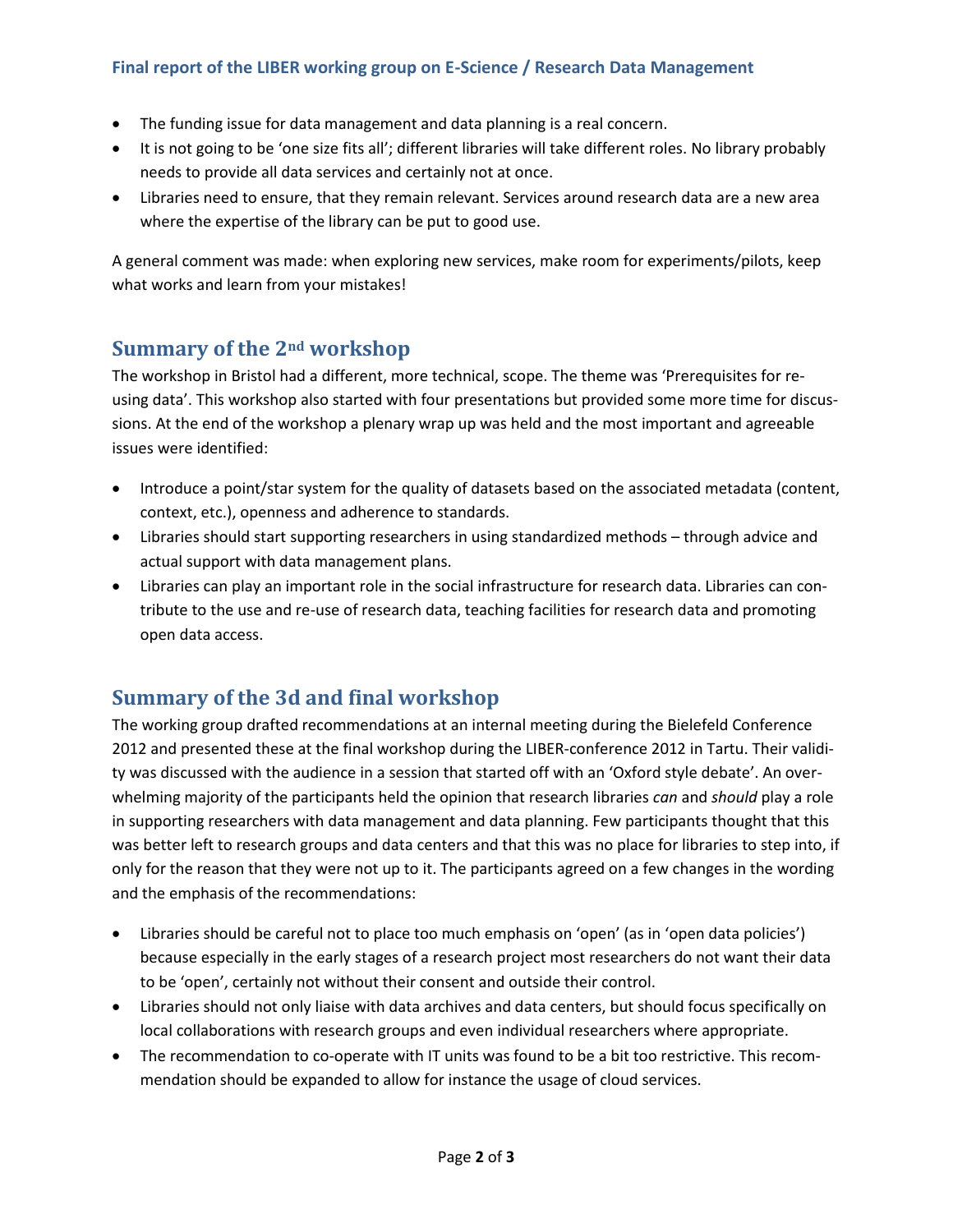- The funding issue for data management and data planning is a real concern.
- It is not going to be 'one size fits all'; different libraries will take different roles. No library probably needs to provide all data services and certainly not at once.
- Libraries need to ensure, that they remain relevant. Services around research data are a new area where the expertise of the library can be put to good use.

A general comment was made: when exploring new services, make room for experiments/pilots, keep what works and learn from your mistakes!

## Summary of the 2nd workshop

The workshop in Bristol had a different, more technical, scope. The theme was 'Prerequisites for re-using data'. This workshop also started with four presentations but provided some more time for discussions. At the end of the workshop a plenary wrap up was held and the most important and agreeable issues were identified:

- Introduce a point/star system for the quality of datasets based on the associated metadata (content, context, etc.), openness and adherence to standards.
- Libraries should start supporting researchers in using standardized methods – through advice and actual support with data management plans.
- Libraries can play an important role in the social infrastructure for research data. Libraries can contribute to the use and re-use of research data, teaching facilities for research data and promoting open data access.

## Summary of the 3d and final workshop

The working group drafted recommendations at an internal meeting during the Bielefeld Conference 2012 and presented these at the final workshop during the LIBER-conference 2012 in Tartu. Their validity was discussed with the audience in a session that started off with an 'Oxford style debate'. An overwhelming majority of the participants held the opinion that research libraries *can* and *should* play a role in supporting researchers with data management and data planning. Few participants thought that this was better left to research groups and data centers and that this was no place for libraries to step into, if only for the reason that they were not up to it. The participants agreed on a few changes in the wording and the emphasis of the recommendations:

- Libraries should be careful not to place too much emphasis on 'open' (as in 'open data policies') because especially in the early stages of a research project most researchers do not want their data to be 'open', certainly not without their consent and outside their control.
- Libraries should not only liaise with data archives and data centers, but should focus specifically on local collaborations with research groups and even individual researchers where appropriate.
- The recommendation to co-operate with IT units was found to be a bit too restrictive. This recommendation should be expanded to allow for instance the usage of cloud services.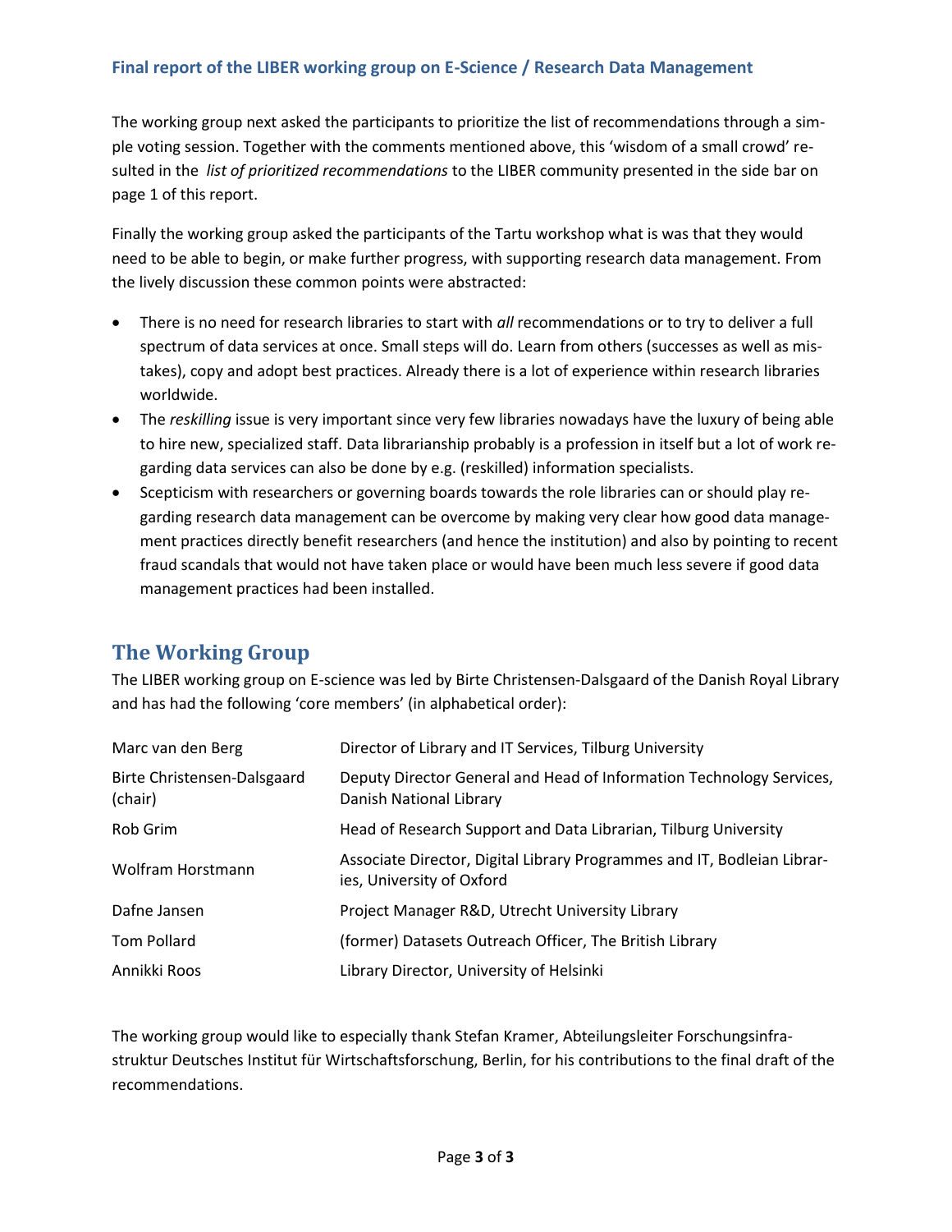The working group next asked the participants to prioritize the list of recommendations through a simple voting session. Together with the comments mentioned above, this 'wisdom of a small crowd' resulted in the *list of prioritized recommendations* to the LIBER community presented in the side bar on page 1 of this report.

Finally the working group asked the participants of the Tartu workshop what is was that they would need to be able to begin, or make further progress, with supporting research data management. From the lively discussion these common points were abstracted:

- There is no need for research libraries to start with *all* recommendations or to try to deliver a full spectrum of data services at once. Small steps will do. Learn from others (successes as well as mistakes), copy and adopt best practices. Already there is a lot of experience within research libraries worldwide.
- The *reskilling* issue is very important since very few libraries nowadays have the luxury of being able to hire new, specialized staff. Data librarianship probably is a profession in itself but a lot of work regarding data services can also be done by e.g. (reskilled) information specialists.
- Scepticism with researchers or governing boards towards the role libraries can or should play regarding research data management can be overcome by making very clear how good data management practices directly benefit researchers (and hence the institution) and also by pointing to recent fraud scandals that would not have taken place or would have been much less severe if good data management practices had been installed.

## The Working Group

The LIBER working group on E-science was led by Birte Christensen-Dalsgaard of the Danish Royal Library and has had the following 'core members' (in alphabetical order):

| | |
|---|---|
| Marc van den Berg | Director of Library and IT Services, Tilburg University |
| Birte Christensen-Dalsgaard (chair) | Deputy Director General and Head of Information Technology Services, Danish National Library |
| Rob Grim | Head of Research Support and Data Librarian, Tilburg University |
| Wolfram Horstmann | Associate Director, Digital Library Programmes and IT, Bodleian Libraries, University of Oxford |
| Dafne Jansen | Project Manager R&D, Utrecht University Library |
| Tom Pollard | (former) Datasets Outreach Officer, The British Library |
| Annikki Roos | Library Director, University of Helsinki |

The working group would like to especially thank Stefan Kramer, Abteilungsleiter Forschungsinfrastruktur Deutsches Institut für Wirtschaftsforschung, Berlin, for his contributions to the final draft of the recommendations.